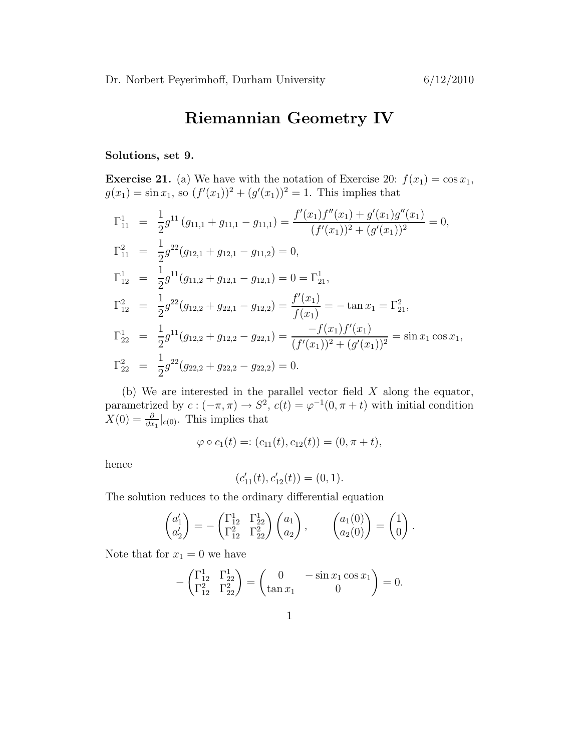Dr. Norbert Peyerimhoff, Durham University 6/12/2010

# Riemannian Geometry IV

**Solutions, set 9.**

**Exercise 21.** (a) We have with the notation of Exercise 20: $f(x_1) = \cos x_1$, $g(x_1) = \sin x_1$, so $(f'(x_1))^2 + (g'(x_1))^2 = 1$. This implies that

$$
\begin{aligned}
\Gamma_{11}^1 &= \frac{1}{2} g^{11} \left( g_{11,1} + g_{11,1} - g_{11,1} \right) = \frac{f'(x_1) f''(x_1) + g'(x_1) g''(x_1)}{(f'(x_1))^2 + (g'(x_1))^2} = 0, \\
\Gamma_{11}^2 &= \frac{1}{2} g^{22} (g_{12,1} + g_{12,1} - g_{11,2}) = 0, \\
\Gamma_{12}^1 &= \frac{1}{2} g^{11} (g_{11,2} + g_{12,1} - g_{12,1}) = 0 = \Gamma_{21}^1, \\
\Gamma_{12}^2 &= \frac{1}{2} g^{22} (g_{12,2} + g_{22,1} - g_{12,2}) = \frac{f'(x_1)}{f(x_1)} = -\tan x_1 = \Gamma_{21}^2, \\
\Gamma_{22}^1 &= \frac{1}{2} g^{11} (g_{12,2} + g_{12,2} - g_{22,1}) = \frac{-f(x_1) f'(x_1)}{(f'(x_1))^2 + (g'(x_1))^2} = \sin x_1 \cos x_1, \\
\Gamma_{22}^2 &= \frac{1}{2} g^{22} (g_{22,2} + g_{22,2} - g_{22,2}) = 0.
\end{aligned}
$$

(b) We are interested in the parallel vector field $X$ along the equator, parametrized by $c : (-\pi, \pi) \to S^2$, $c(t) = \varphi^{-1}(0, \pi + t)$ with initial condition $X(0) = \frac{\partial}{\partial x_1}|_{c(0)}$. This implies that

$$
\varphi \circ c_1(t) =: (c_{11}(t), c_{12}(t)) = (0, \pi + t),
$$

hence

$$
(c_{11}'(t), c_{12}'(t)) = (0, 1).
$$

The solution reduces to the ordinary differential equation

$$
\begin{pmatrix} a_1' \\ a_2' \end{pmatrix} = - \begin{pmatrix} \Gamma_{12}^1 & \Gamma_{22}^1 \\ \Gamma_{12}^2 & \Gamma_{22}^2 \end{pmatrix} \begin{pmatrix} a_1 \\ a_2 \end{pmatrix}, \qquad \begin{pmatrix} a_1(0) \\ a_2(0) \end{pmatrix} = \begin{pmatrix} 1 \\ 0 \end{pmatrix}.
$$

Note that for $x_1 = 0$ we have

$$
- \begin{pmatrix} \Gamma_{12}^1 & \Gamma_{22}^1 \\ \Gamma_{12}^2 & \Gamma_{22}^2 \end{pmatrix} = \begin{pmatrix} 0 & -\sin x_1 \cos x_1 \\ \tan x_1 & 0 \end{pmatrix} = 0.
$$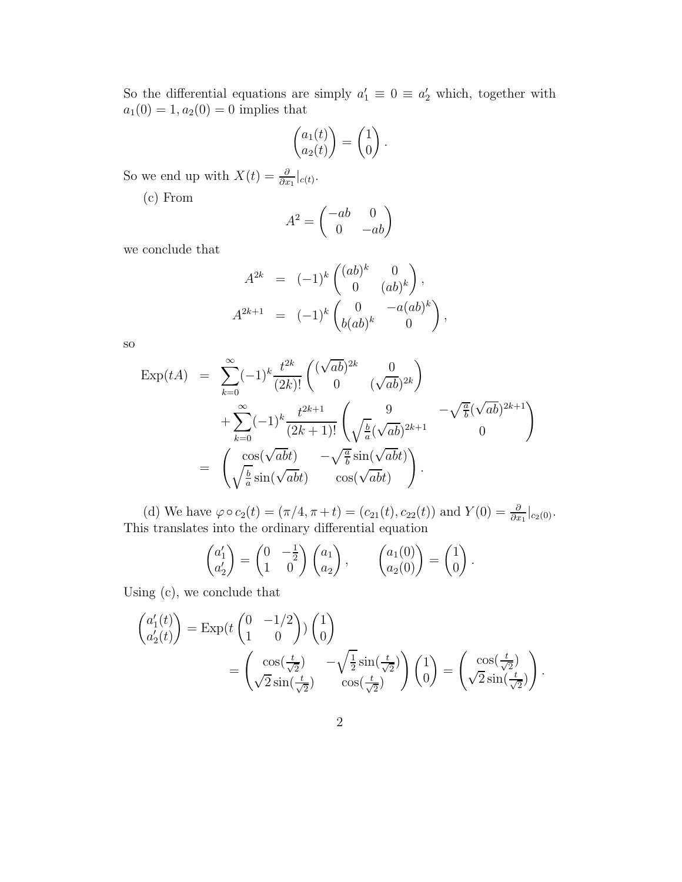So the differential equations are simply $a_1' \equiv 0 \equiv a_2'$ which, together with $a_1(0) = 1, a_2(0) = 0$ implies that

$$\begin{pmatrix} a_1(t) \\ a_2(t) \end{pmatrix} = \begin{pmatrix} 1 \\ 0 \end{pmatrix}.$$

So we end up with $X(t) = \frac{\partial}{\partial x_1}|_{c(t)}$.

(c) From

$$A^2 = \begin{pmatrix} -ab & 0 \\ 0 & -ab \end{pmatrix}$$

we conclude that

$$\begin{aligned} A^{2k} &= (-1)^k \begin{pmatrix} (ab)^k & 0 \\ 0 & (ab)^k \end{pmatrix}, \\ A^{2k+1} &= (-1)^k \begin{pmatrix} 0 & -a(ab)^k \\ b(ab)^k & 0 \end{pmatrix}, \end{aligned}$$

so

$$\begin{aligned} \mathrm{Exp}(tA) &= \sum_{k=0}^{\infty} (-1)^k \frac{t^{2k}}{(2k)!} \begin{pmatrix} (\sqrt{ab})^{2k} & 0 \\ 0 & (\sqrt{ab})^{2k} \end{pmatrix} \\ &\quad + \sum_{k=0}^{\infty} (-1)^k \frac{t^{2k+1}}{(2k+1)!} \begin{pmatrix} 9 & -\sqrt{\frac{a}{b}}(\sqrt{ab})^{2k+1} \\ \sqrt{\frac{b}{a}}(\sqrt{ab})^{2k+1} & 0 \end{pmatrix} \\ &= \begin{pmatrix} \cos(\sqrt{ab}t) & -\sqrt{\frac{a}{b}}\sin(\sqrt{ab}t) \\ \sqrt{\frac{b}{a}}\sin(\sqrt{ab}t) & \cos(\sqrt{ab}t) \end{pmatrix}. \end{aligned}$$

(d) We have $\varphi \circ c_2(t) = (\pi/4, \pi + t) = (c_{21}(t), c_{22}(t))$ and $Y(0) = \frac{\partial}{\partial x_1}|_{c_2(0)}$. This translates into the ordinary differential equation

$$\begin{pmatrix} a_1' \\ a_2' \end{pmatrix} = \begin{pmatrix} 0 & -\frac{1}{2} \\ 1 & 0 \end{pmatrix} \begin{pmatrix} a_1 \\ a_2 \end{pmatrix}, \qquad \begin{pmatrix} a_1(0) \\ a_2(0) \end{pmatrix} = \begin{pmatrix} 1 \\ 0 \end{pmatrix}.$$

Using (c), we conclude that

$$\begin{aligned} \begin{pmatrix} a_1'(t) \\ a_2'(t) \end{pmatrix} &= \mathrm{Exp}(t \begin{pmatrix} 0 & -1/2 \\ 1 & 0 \end{pmatrix}) \begin{pmatrix} 1 \\ 0 \end{pmatrix} \\ &= \begin{pmatrix} \cos(\frac{t}{\sqrt{2}}) & -\sqrt{\frac{1}{2}}\sin(\frac{t}{\sqrt{2}}) \\ \sqrt{2}\sin(\frac{t}{\sqrt{2}}) & \cos(\frac{t}{\sqrt{2}}) \end{pmatrix} \begin{pmatrix} 1 \\ 0 \end{pmatrix} = \begin{pmatrix} \cos(\frac{t}{\sqrt{2}}) \\ \sqrt{2}\sin(\frac{t}{\sqrt{2}}) \end{pmatrix}. \end{aligned}$$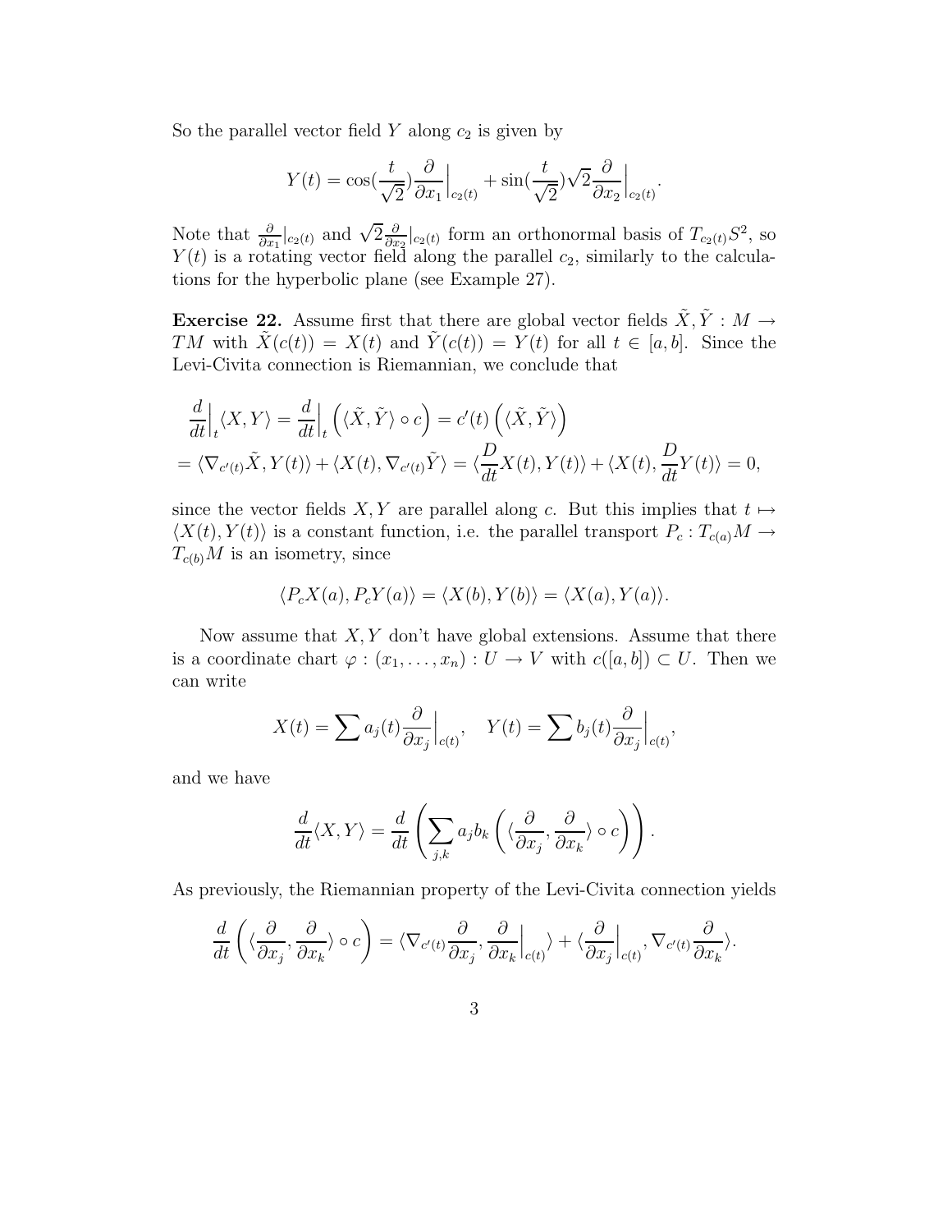So the parallel vector field $Y$ along $c_2$ is given by

$$Y(t) = \cos(\frac{t}{\sqrt{2}})\frac{\partial}{\partial x_1}\Big|_{c_2(t)} + \sin(\frac{t}{\sqrt{2}})\sqrt{2}\frac{\partial}{\partial x_2}\Big|_{c_2(t)}.$$

Note that $\frac{\partial}{\partial x_1}|_{c_2(t)}$ and $\sqrt{2}\frac{\partial}{\partial x_2}|_{c_2(t)}$ form an orthonormal basis of $T_{c_2(t)}S^2$, so $Y(t)$ is a rotating vector field along the parallel $c_2$, similarly to the calculations for the hyperbolic plane (see Example 27).

**Exercise 22.** Assume first that there are global vector fields $\tilde{X}, \tilde{Y} : M \to TM$ with $\tilde{X}(c(t)) = X(t)$ and $\tilde{Y}(c(t)) = Y(t)$ for all $t \in [a, b]$. Since the Levi-Civita connection is Riemannian, we conclude that

$$\begin{aligned}
&\frac{d}{dt}\Big|_t \langle X, Y\rangle = \frac{d}{dt}\Big|_t \left(\langle \tilde{X}, \tilde{Y}\rangle \circ c\right) = c'(t)\left(\langle \tilde{X}, \tilde{Y}\rangle\right) \\
&= \langle \nabla_{c'(t)}\tilde{X}, Y(t)\rangle + \langle X(t), \nabla_{c'(t)}\tilde{Y}\rangle = \langle \frac{D}{dt}X(t), Y(t)\rangle + \langle X(t), \frac{D}{dt}Y(t)\rangle = 0,
\end{aligned}$$

since the vector fields $X, Y$ are parallel along $c$. But this implies that $t \mapsto \langle X(t), Y(t)\rangle$ is a constant function, i.e. the parallel transport $P_c : T_{c(a)}M \to T_{c(b)}M$ is an isometry, since

$$\langle P_c X(a), P_c Y(a)\rangle = \langle X(b), Y(b)\rangle = \langle X(a), Y(a)\rangle.$$

Now assume that $X, Y$ don't have global extensions. Assume that there is a coordinate chart $\varphi : (x_1, \dots, x_n) : U \to V$ with $c([a, b]) \subset U$. Then we can write

$$X(t) = \sum a_j(t)\frac{\partial}{\partial x_j}\Big|_{c(t)}, \quad Y(t) = \sum b_j(t)\frac{\partial}{\partial x_j}\Big|_{c(t)},$$

and we have

$$\frac{d}{dt}\langle X, Y\rangle = \frac{d}{dt}\left(\sum_{j,k} a_j b_k \left(\langle \frac{\partial}{\partial x_j}, \frac{\partial}{\partial x_k}\rangle \circ c\right)\right).$$

As previously, the Riemannian property of the Levi-Civita connection yields

$$\frac{d}{dt}\left(\langle \frac{\partial}{\partial x_j}, \frac{\partial}{\partial x_k}\rangle \circ c\right) = \langle \nabla_{c'(t)}\frac{\partial}{\partial x_j}, \frac{\partial}{\partial x_k}\Big|_{c(t)}\rangle + \langle \frac{\partial}{\partial x_j}\Big|_{c(t)}, \nabla_{c'(t)}\frac{\partial}{\partial x_k}\rangle.$$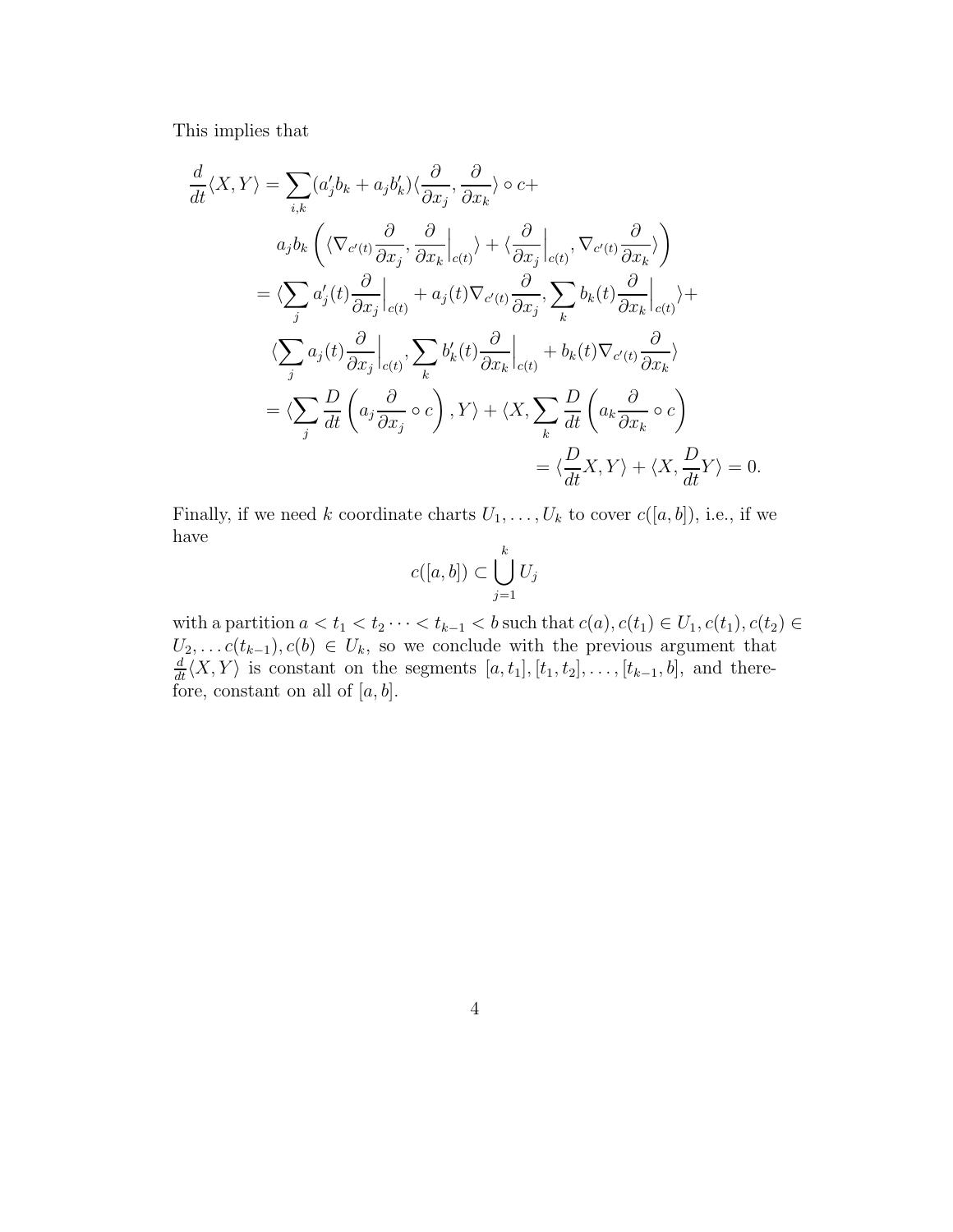This implies that

$$
\begin{aligned}
\frac{d}{dt}\langle X, Y\rangle &= \sum_{i,k}(a_j' b_k + a_j b_k')\langle \frac{\partial}{\partial x_j}, \frac{\partial}{\partial x_k}\rangle \circ c + \\
&\qquad a_j b_k \left( \langle \nabla_{c'(t)} \frac{\partial}{\partial x_j}, \frac{\partial}{\partial x_k}\Big|_{c(t)} \rangle + \langle \frac{\partial}{\partial x_j}\Big|_{c(t)}, \nabla_{c'(t)} \frac{\partial}{\partial x_k} \rangle \right) \\
&= \langle \sum_j a_j'(t) \frac{\partial}{\partial x_j}\Big|_{c(t)} + a_j(t) \nabla_{c'(t)} \frac{\partial}{\partial x_j}, \sum_k b_k(t) \frac{\partial}{\partial x_k}\Big|_{c(t)} \rangle + \\
&\qquad \langle \sum_j a_j(t) \frac{\partial}{\partial x_j}\Big|_{c(t)}, \sum_k b_k'(t) \frac{\partial}{\partial x_k}\Big|_{c(t)} + b_k(t) \nabla_{c'(t)} \frac{\partial}{\partial x_k} \rangle \\
&= \langle \sum_j \frac{D}{dt}\left( a_j \frac{\partial}{\partial x_j} \circ c \right), Y \rangle + \langle X, \sum_k \frac{D}{dt}\left( a_k \frac{\partial}{\partial x_k} \circ c \right) \\
&\qquad\qquad\qquad\qquad\qquad\qquad\qquad = \langle \frac{D}{dt} X, Y \rangle + \langle X, \frac{D}{dt} Y \rangle = 0.
\end{aligned}
$$

Finally, if we need $k$ coordinate charts $U_1, \ldots, U_k$ to cover $c([a,b])$, i.e., if we have

$$
c([a,b]) \subset \bigcup_{j=1}^{k} U_j
$$

with a partition $a < t_1 < t_2 \cdots < t_{k-1} < b$ such that $c(a), c(t_1) \in U_1, c(t_1), c(t_2) \in U_2, \ldots c(t_{k-1}), c(b) \in U_k$, so we conclude with the previous argument that $\frac{d}{dt}\langle X, Y\rangle$ is constant on the segments $[a, t_1], [t_1, t_2], \ldots, [t_{k-1}, b]$, and therefore, constant on all of $[a, b]$.